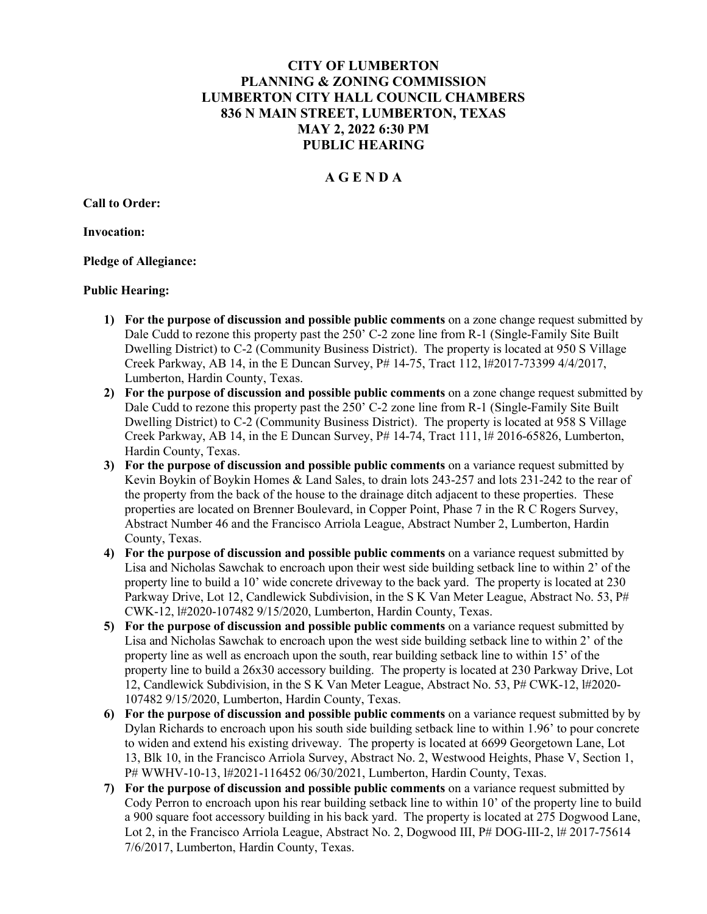# CITY OF LUMBERTON
# PLANNING & ZONING COMMISSION
## LUMBERTON CITY HALL COUNCIL CHAMBERS
## 836 N MAIN STREET, LUMBERTON, TEXAS
## MAY 2, 2022 6:30 PM
## PUBLIC HEARING

## A G E N D A

**Call to Order:**

**Invocation:**

**Pledge of Allegiance:**

**Public Hearing:**

1) **For the purpose of discussion and possible public comments** on a zone change request submitted by Dale Cudd to rezone this property past the 250' C-2 zone line from R-1 (Single-Family Site Built Dwelling District) to C-2 (Community Business District). The property is located at 950 S Village Creek Parkway, AB 14, in the E Duncan Survey, P# 14-75, Tract 112, l#2017-73399 4/4/2017, Lumberton, Hardin County, Texas.
2) **For the purpose of discussion and possible public comments** on a zone change request submitted by Dale Cudd to rezone this property past the 250' C-2 zone line from R-1 (Single-Family Site Built Dwelling District) to C-2 (Community Business District). The property is located at 958 S Village Creek Parkway, AB 14, in the E Duncan Survey, P# 14-74, Tract 111, l# 2016-65826, Lumberton, Hardin County, Texas.
3) **For the purpose of discussion and possible public comments** on a variance request submitted by Kevin Boykin of Boykin Homes & Land Sales, to drain lots 243-257 and lots 231-242 to the rear of the property from the back of the house to the drainage ditch adjacent to these properties. These properties are located on Brenner Boulevard, in Copper Point, Phase 7 in the R C Rogers Survey, Abstract Number 46 and the Francisco Arriola League, Abstract Number 2, Lumberton, Hardin County, Texas.
4) **For the purpose of discussion and possible public comments** on a variance request submitted by Lisa and Nicholas Sawchak to encroach upon their west side building setback line to within 2' of the property line to build a 10' wide concrete driveway to the back yard. The property is located at 230 Parkway Drive, Lot 12, Candlewick Subdivision, in the S K Van Meter League, Abstract No. 53, P# CWK-12, l#2020-107482 9/15/2020, Lumberton, Hardin County, Texas.
5) **For the purpose of discussion and possible public comments** on a variance request submitted by Lisa and Nicholas Sawchak to encroach upon the west side building setback line to within 2' of the property line as well as encroach upon the south, rear building setback line to within 15' of the property line to build a 26x30 accessory building. The property is located at 230 Parkway Drive, Lot 12, Candlewick Subdivision, in the S K Van Meter League, Abstract No. 53, P# CWK-12, l#2020-107482 9/15/2020, Lumberton, Hardin County, Texas.
6) **For the purpose of discussion and possible public comments** on a variance request submitted by by Dylan Richards to encroach upon his south side building setback line to within 1.96' to pour concrete to widen and extend his existing driveway. The property is located at 6699 Georgetown Lane, Lot 13, Blk 10, in the Francisco Arriola Survey, Abstract No. 2, Westwood Heights, Phase V, Section 1, P# WWHV-10-13, l#2021-116452 06/30/2021, Lumberton, Hardin County, Texas.
7) **For the purpose of discussion and possible public comments** on a variance request submitted by Cody Perron to encroach upon his rear building setback line to within 10' of the property line to build a 900 square foot accessory building in his back yard. The property is located at 275 Dogwood Lane, Lot 2, in the Francisco Arriola League, Abstract No. 2, Dogwood III, P# DOG-III-2, l# 2017-75614 7/6/2017, Lumberton, Hardin County, Texas.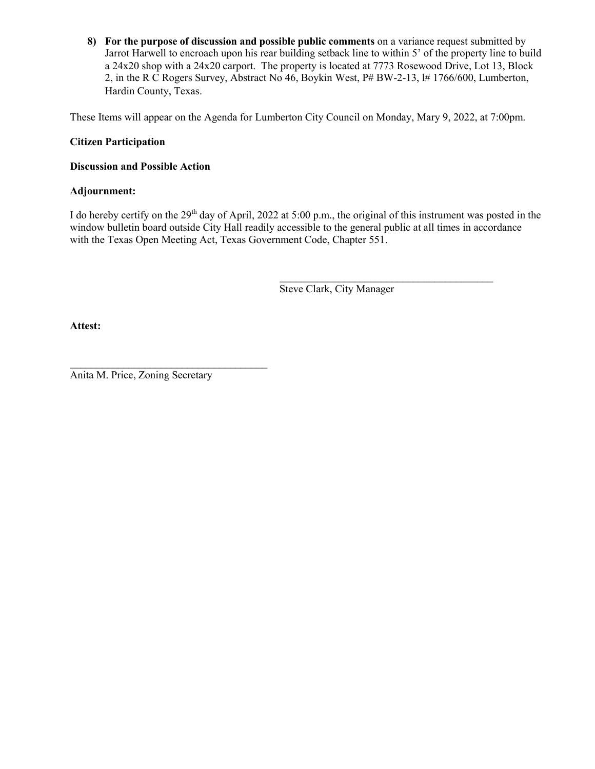8) **For the purpose of discussion and possible public comments** on a variance request submitted by Jarrot Harwell to encroach upon his rear building setback line to within 5' of the property line to build a 24x20 shop with a 24x20 carport. The property is located at 7773 Rosewood Drive, Lot 13, Block 2, in the R C Rogers Survey, Abstract No 46, Boykin West, P# BW-2-13, l# 1766/600, Lumberton, Hardin County, Texas.

These Items will appear on the Agenda for Lumberton City Council on Monday, Mary 9, 2022, at 7:00pm.

**Citizen Participation**

**Discussion and Possible Action**

**Adjournment:**

I do hereby certify on the 29th day of April, 2022 at 5:00 p.m., the original of this instrument was posted in the window bulletin board outside City Hall readily accessible to the general public at all times in accordance with the Texas Open Meeting Act, Texas Government Code, Chapter 551.

\_\_\_\_\_\_\_\_\_\_\_\_\_\_\_\_\_\_\_\_\_\_\_\_\_\_\_\_\_\_\_\_\_\_\_\_\_\_\_\_
Steve Clark, City Manager

**Attest:**

\_\_\_\_\_\_\_\_\_\_\_\_\_\_\_\_\_\_\_\_\_\_\_\_\_\_\_\_\_\_\_\_\_\_\_\_\_\_
Anita M. Price, Zoning Secretary